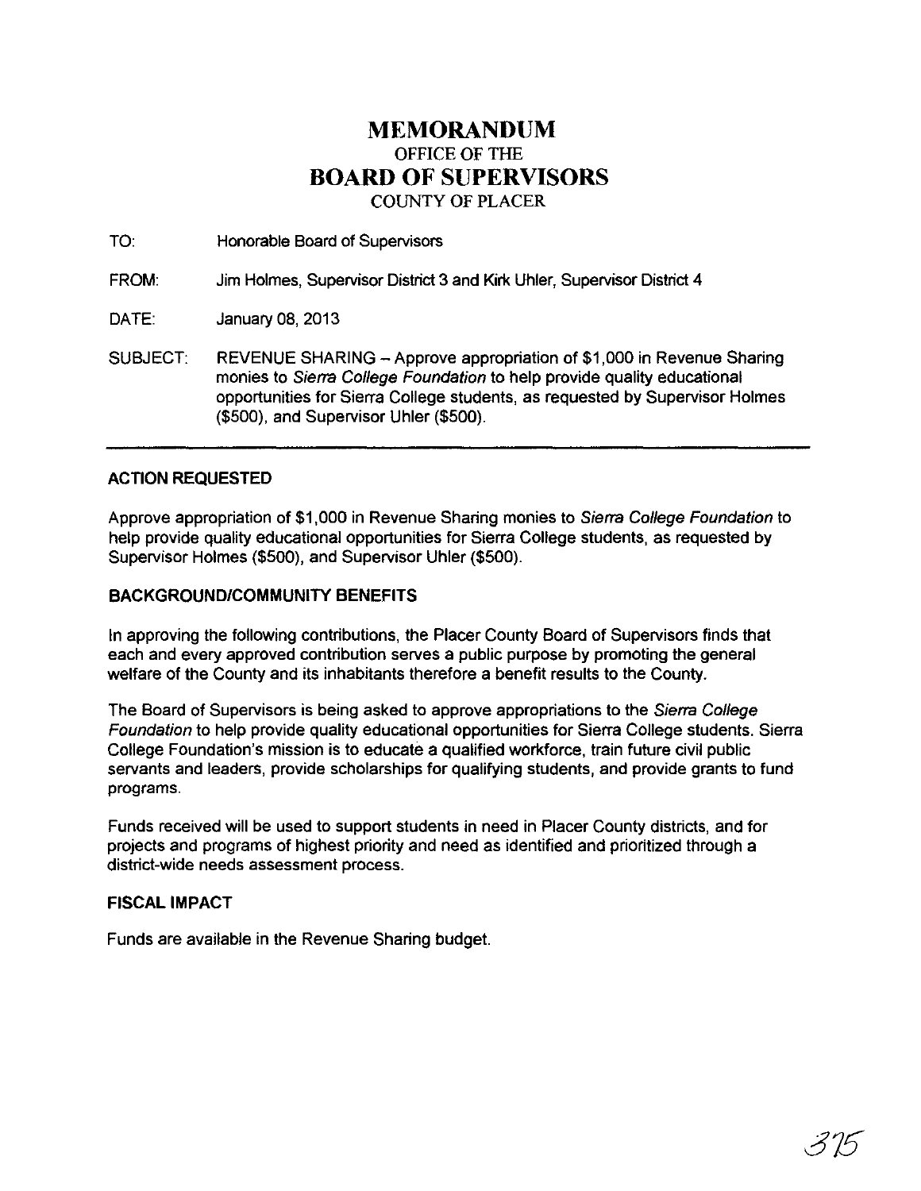# MEMORANDUM
## OFFICE OF THE
# BOARD OF SUPERVISORS
## COUNTY OF PLACER

TO: Honorable Board of Supervisors

FROM: Jim Holmes, Supervisor District 3 and Kirk Uhler, Supervisor District 4

DATE: January 08, 2013

SUBJECT: REVENUE SHARING – Approve appropriation of $1,000 in Revenue Sharing monies to *Sierra College Foundation* to help provide quality educational opportunities for Sierra College students, as requested by Supervisor Holmes ($500), and Supervisor Uhler ($500).

---

### ACTION REQUESTED

Approve appropriation of $1,000 in Revenue Sharing monies to *Sierra College Foundation* to help provide quality educational opportunities for Sierra College students, as requested by Supervisor Holmes ($500), and Supervisor Uhler ($500).

### BACKGROUND/COMMUNITY BENEFITS

In approving the following contributions, the Placer County Board of Supervisors finds that each and every approved contribution serves a public purpose by promoting the general welfare of the County and its inhabitants therefore a benefit results to the County.

The Board of Supervisors is being asked to approve appropriations to the *Sierra College Foundation* to help provide quality educational opportunities for Sierra College students. Sierra College Foundation's mission is to educate a qualified workforce, train future civil public servants and leaders, provide scholarships for qualifying students, and provide grants to fund programs.

Funds received will be used to support students in need in Placer County districts, and for projects and programs of highest priority and need as identified and prioritized through a district-wide needs assessment process.

### FISCAL IMPACT

Funds are available in the Revenue Sharing budget.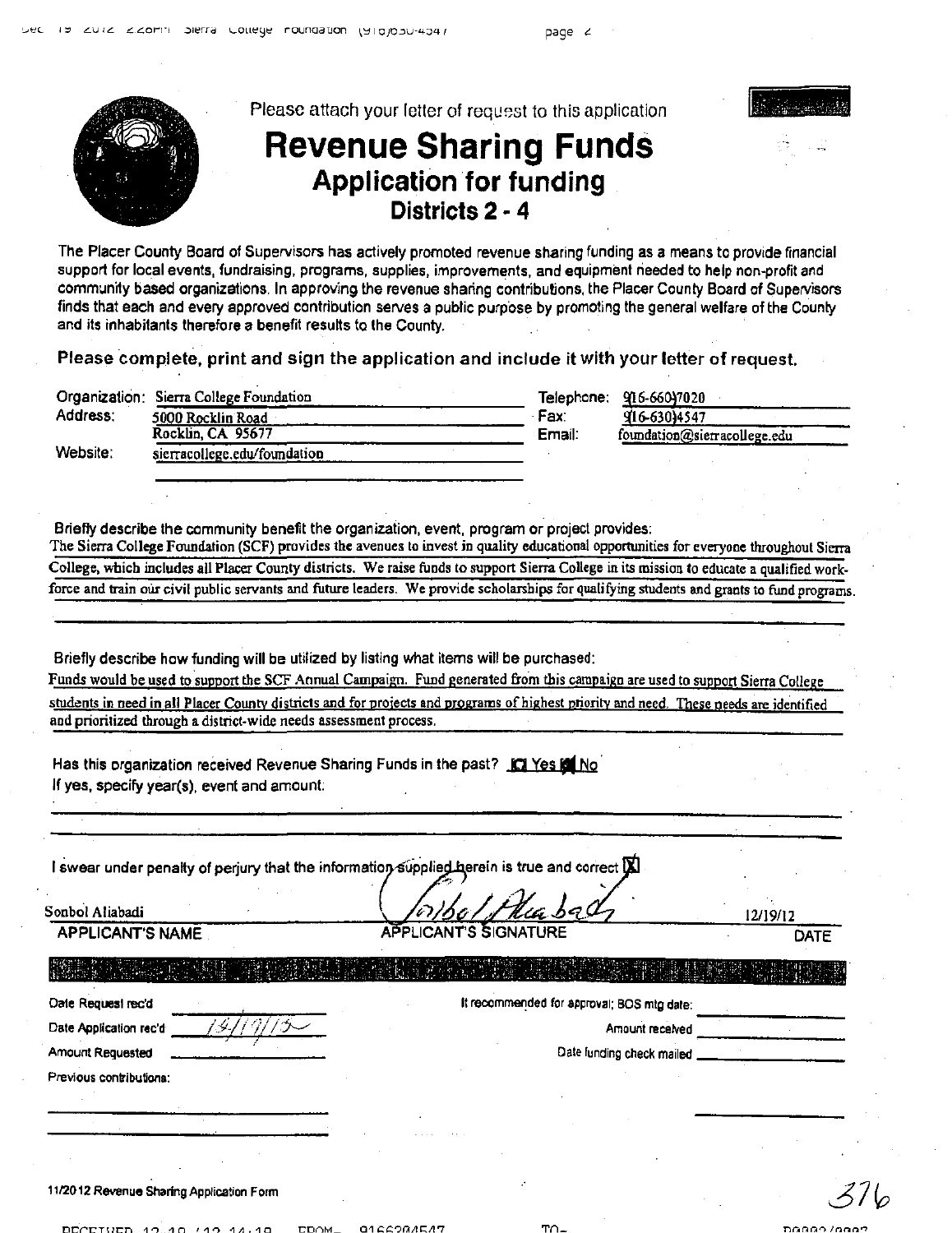Please attach your letter of request to this application

# Revenue Sharing Funds

## Application for funding

### Districts 2 - 4

The Placer County Board of Supervisors has actively promoted revenue sharing funding as a means to provide financial support for local events, fundraising, programs, supplies, improvements, and equipment needed to help non-profit and community based organizations. In approving the revenue sharing contributions, the Placer County Board of Supervisors finds that each and every approved contribution serves a public purpose by promoting the general welfare of the County and its inhabitants therefore a benefit results to the County.

**Please complete, print and sign the application and include it with your letter of request.**

| | | | |
|---|---|---|---|
| Organization: | Sierra College Foundation | Telephone: | 916-660-7020 |
| Address: | 5000 Rocklin Road<br>Rocklin, CA 95677 | Fax:<br>Email: | 916-630-4547<br>foundation@sierracollege.edu |
| Website: | sierracollege.edu/foundation | | |

Briefly describe the community benefit the organization, event, program or project provides:

The Sierra College Foundation (SCF) provides the avenues to invest in quality educational opportunities for everyone throughout Sierra College, which includes all Placer County districts. We raise funds to support Sierra College in its mission to educate a qualified work-force and train our civil public servants and future leaders. We provide scholarships for qualifying students and grants to fund programs.

Briefly describe how funding will be utilized by listing what items will be purchased:

Funds would be used to support the SCF Annual Campaign. Fund generated from this campaign are used to support Sierra College students in need in all Placer County districts and for projects and programs of highest priority and need. These needs are identified and prioritized through a district-wide needs assessment process.

Has this organization received Revenue Sharing Funds in the past? ☐ Yes ☒ No

If yes, specify year(s), event and amount:

I swear under penalty of perjury that the information supplied herein is true and correct ☒

| | | |
|---|---|---|
| Sonbol Aliabadi | *Sonbol Aliabadi* | 12/19/12 |
| **APPLICANT'S NAME** | **APPLICANT'S SIGNATURE** | **DATE** |

Date Request rec'd

Date Application rec'd 12/19/12

Amount Requested

Previous contributions:

If recommended for approval; BOS mtg date:

Amount received

Date funding check mailed

11/2012 Revenue Sharing Application Form

376